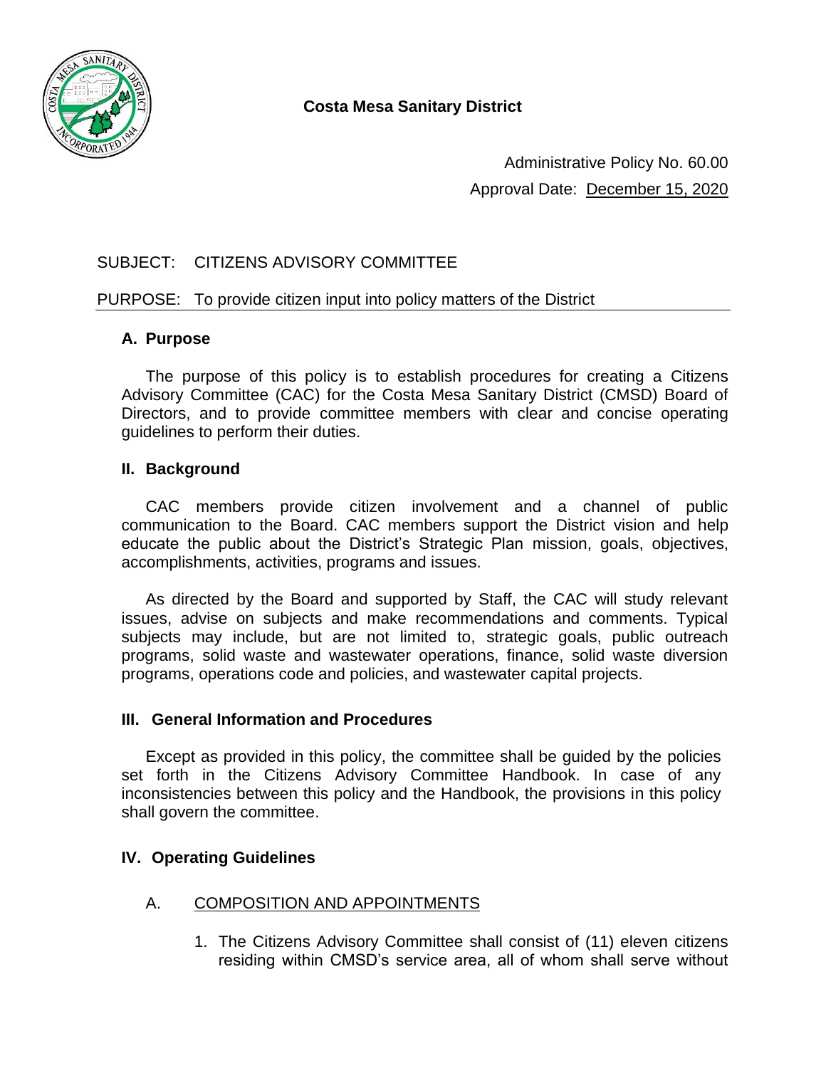**Costa Mesa Sanitary District**

Administrative Policy No. 60.00

Approval Date: December 15, 2020

SUBJECT: CITIZENS ADVISORY COMMITTEE

PURPOSE: To provide citizen input into policy matters of the District

## A. Purpose

The purpose of this policy is to establish procedures for creating a Citizens Advisory Committee (CAC) for the Costa Mesa Sanitary District (CMSD) Board of Directors, and to provide committee members with clear and concise operating guidelines to perform their duties.

## II. Background

CAC members provide citizen involvement and a channel of public communication to the Board. CAC members support the District vision and help educate the public about the District's Strategic Plan mission, goals, objectives, accomplishments, activities, programs and issues.

As directed by the Board and supported by Staff, the CAC will study relevant issues, advise on subjects and make recommendations and comments. Typical subjects may include, but are not limited to, strategic goals, public outreach programs, solid waste and wastewater operations, finance, solid waste diversion programs, operations code and policies, and wastewater capital projects.

## III. General Information and Procedures

Except as provided in this policy, the committee shall be guided by the policies set forth in the Citizens Advisory Committee Handbook. In case of any inconsistencies between this policy and the Handbook, the provisions in this policy shall govern the committee.

## IV. Operating Guidelines

### A. COMPOSITION AND APPOINTMENTS

1. The Citizens Advisory Committee shall consist of (11) eleven citizens residing within CMSD's service area, all of whom shall serve without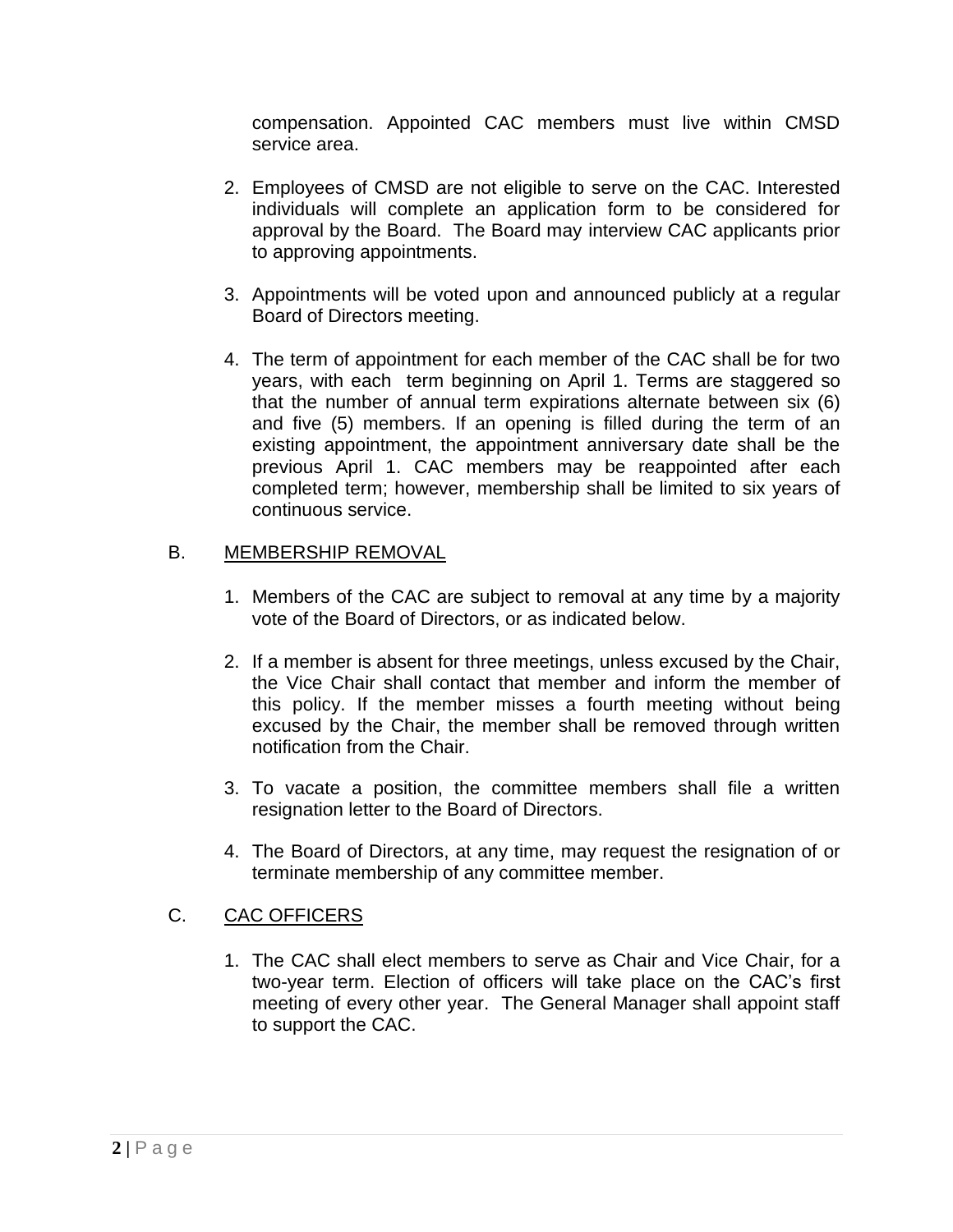compensation. Appointed CAC members must live within CMSD service area.

2. Employees of CMSD are not eligible to serve on the CAC. Interested individuals will complete an application form to be considered for approval by the Board. The Board may interview CAC applicants prior to approving appointments.

3. Appointments will be voted upon and announced publicly at a regular Board of Directors meeting.

4. The term of appointment for each member of the CAC shall be for two years, with each term beginning on April 1. Terms are staggered so that the number of annual term expirations alternate between six (6) and five (5) members. If an opening is filled during the term of an existing appointment, the appointment anniversary date shall be the previous April 1. CAC members may be reappointed after each completed term; however, membership shall be limited to six years of continuous service.

B. MEMBERSHIP REMOVAL

1. Members of the CAC are subject to removal at any time by a majority vote of the Board of Directors, or as indicated below.

2. If a member is absent for three meetings, unless excused by the Chair, the Vice Chair shall contact that member and inform the member of this policy. If the member misses a fourth meeting without being excused by the Chair, the member shall be removed through written notification from the Chair.

3. To vacate a position, the committee members shall file a written resignation letter to the Board of Directors.

4. The Board of Directors, at any time, may request the resignation of or terminate membership of any committee member.

C. CAC OFFICERS

1. The CAC shall elect members to serve as Chair and Vice Chair, for a two-year term. Election of officers will take place on the CAC's first meeting of every other year. The General Manager shall appoint staff to support the CAC.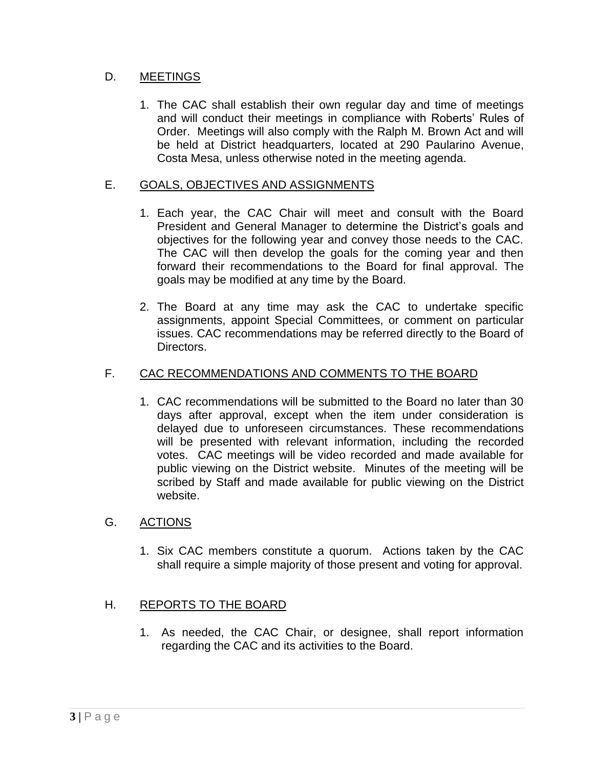## D. MEETINGS

1. The CAC shall establish their own regular day and time of meetings and will conduct their meetings in compliance with Roberts' Rules of Order. Meetings will also comply with the Ralph M. Brown Act and will be held at District headquarters, located at 290 Paularino Avenue, Costa Mesa, unless otherwise noted in the meeting agenda.

## E. GOALS, OBJECTIVES AND ASSIGNMENTS

1. Each year, the CAC Chair will meet and consult with the Board President and General Manager to determine the District's goals and objectives for the following year and convey those needs to the CAC. The CAC will then develop the goals for the coming year and then forward their recommendations to the Board for final approval. The goals may be modified at any time by the Board.

2. The Board at any time may ask the CAC to undertake specific assignments, appoint Special Committees, or comment on particular issues. CAC recommendations may be referred directly to the Board of Directors.

## F. CAC RECOMMENDATIONS AND COMMENTS TO THE BOARD

1. CAC recommendations will be submitted to the Board no later than 30 days after approval, except when the item under consideration is delayed due to unforeseen circumstances. These recommendations will be presented with relevant information, including the recorded votes. CAC meetings will be video recorded and made available for public viewing on the District website. Minutes of the meeting will be scribed by Staff and made available for public viewing on the District website.

## G. ACTIONS

1. Six CAC members constitute a quorum. Actions taken by the CAC shall require a simple majority of those present and voting for approval.

## H. REPORTS TO THE BOARD

1. As needed, the CAC Chair, or designee, shall report information regarding the CAC and its activities to the Board.